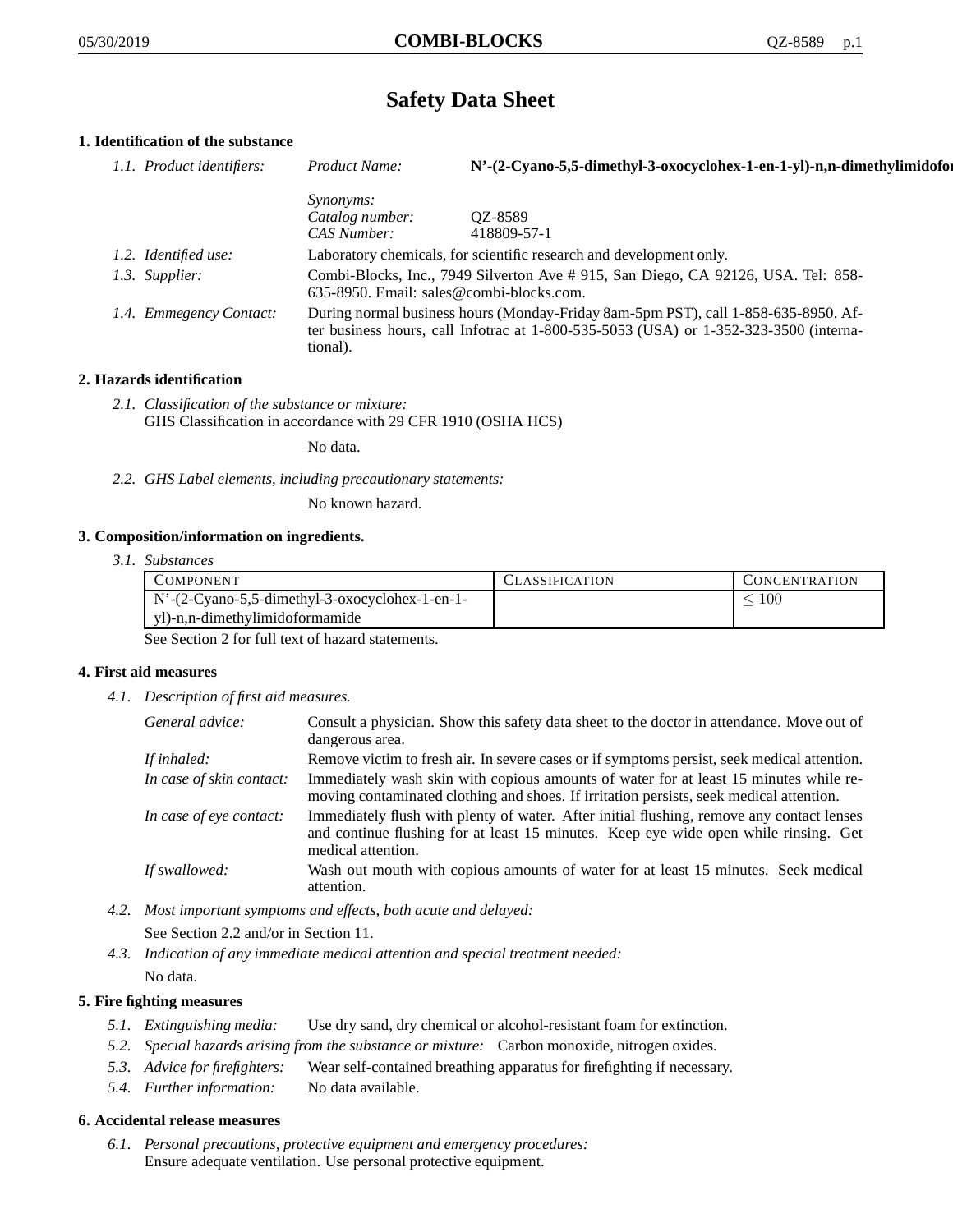# Safety Data Sheet

## 1. Identification of the substance

*1.1. Product identifiers:* *Product Name:* **N'-(2-Cyano-5,5-dimethyl-3-oxocyclohex-1-en-1-yl)-n,n-dimethylimidofor**

*Synonyms:*
*Catalog number:* QZ-8589
*CAS Number:* 418809-57-1

*1.2. Identified use:* Laboratory chemicals, for scientific research and development only.

*1.3. Supplier:* Combi-Blocks, Inc., 7949 Silverton Ave # 915, San Diego, CA 92126, USA. Tel: 858-635-8950. Email: sales@combi-blocks.com.

*1.4. Emmegency Contact:* During normal business hours (Monday-Friday 8am-5pm PST), call 1-858-635-8950. After business hours, call Infotrac at 1-800-535-5053 (USA) or 1-352-323-3500 (international).

## 2. Hazards identification

*2.1. Classification of the substance or mixture:*
GHS Classification in accordance with 29 CFR 1910 (OSHA HCS)

No data.

*2.2. GHS Label elements, including precautionary statements:*

No known hazard.

## 3. Composition/information on ingredients.

*3.1. Substances*

| Component | Classification | Concentration |
|---|---|---|
| N'-(2-Cyano-5,5-dimethyl-3-oxocyclohex-1-en-1-yl)-n,n-dimethylimidoformamide | | $\leq 100$ |

See Section 2 for full text of hazard statements.

## 4. First aid measures

*4.1. Description of first aid measures.*

*General advice:* Consult a physician. Show this safety data sheet to the doctor in attendance. Move out of dangerous area.

*If inhaled:* Remove victim to fresh air. In severe cases or if symptoms persist, seek medical attention.

*In case of skin contact:* Immediately wash skin with copious amounts of water for at least 15 minutes while removing contaminated clothing and shoes. If irritation persists, seek medical attention.

*In case of eye contact:* Immediately flush with plenty of water. After initial flushing, remove any contact lenses and continue flushing for at least 15 minutes. Keep eye wide open while rinsing. Get medical attention.

*If swallowed:* Wash out mouth with copious amounts of water for at least 15 minutes. Seek medical attention.

*4.2. Most important symptoms and effects, both acute and delayed:*

See Section 2.2 and/or in Section 11.

*4.3. Indication of any immediate medical attention and special treatment needed:*

No data.

## 5. Fire fighting measures

*5.1. Extinguishing media:* Use dry sand, dry chemical or alcohol-resistant foam for extinction.

*5.2. Special hazards arising from the substance or mixture:* Carbon monoxide, nitrogen oxides.

*5.3. Advice for firefighters:* Wear self-contained breathing apparatus for firefighting if necessary.

*5.4. Further information:* No data available.

## 6. Accidental release measures

*6.1. Personal precautions, protective equipment and emergency procedures:*
Ensure adequate ventilation. Use personal protective equipment.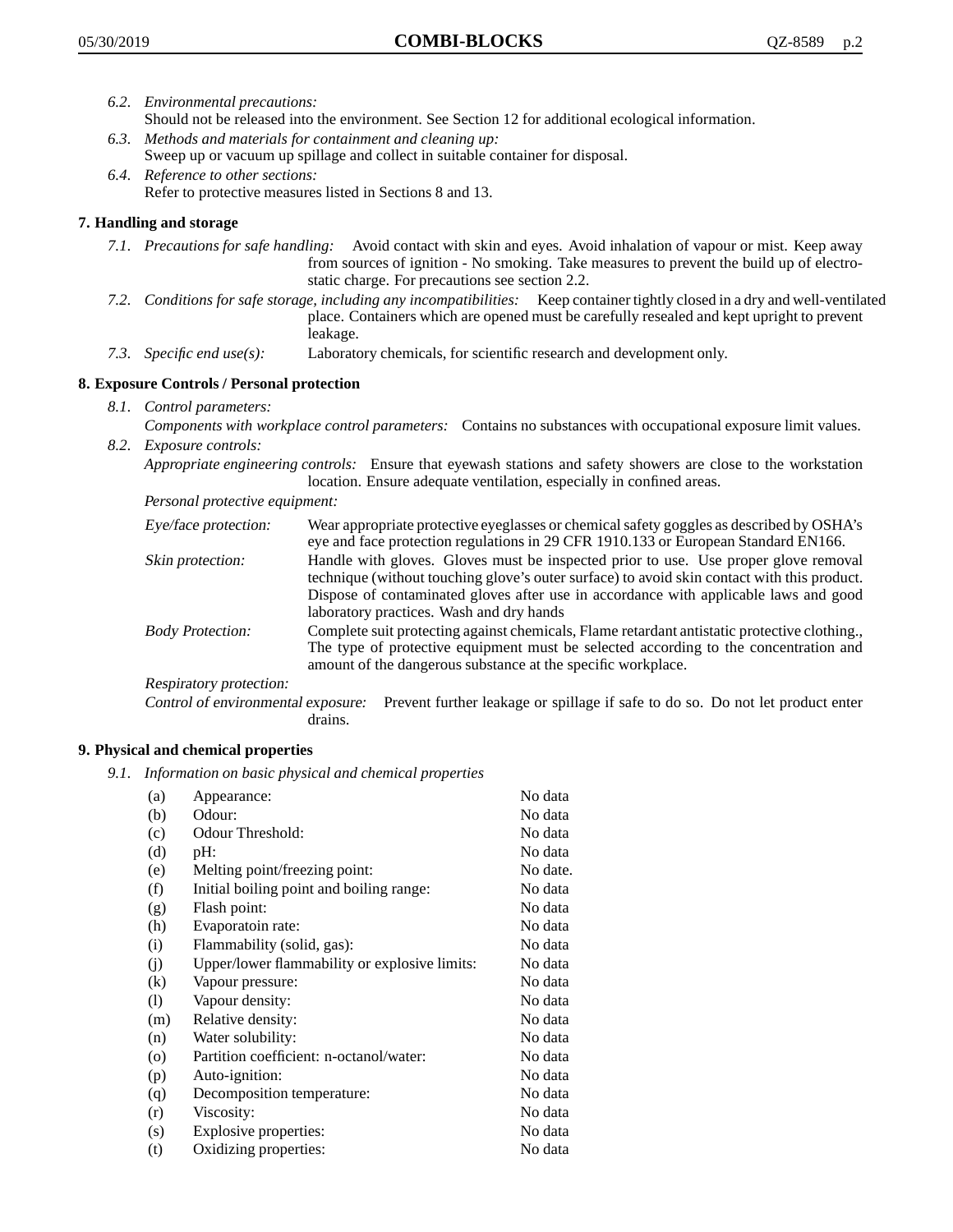6.2. *Environmental precautions:*
Should not be released into the environment. See Section 12 for additional ecological information.

6.3. *Methods and materials for containment and cleaning up:*
Sweep up or vacuum up spillage and collect in suitable container for disposal.

6.4. *Reference to other sections:*
Refer to protective measures listed in Sections 8 and 13.

## 7. Handling and storage

7.1. *Precautions for safe handling:* Avoid contact with skin and eyes. Avoid inhalation of vapour or mist. Keep away from sources of ignition - No smoking. Take measures to prevent the build up of electrostatic charge. For precautions see section 2.2.

7.2. *Conditions for safe storage, including any incompatibilities:* Keep container tightly closed in a dry and well-ventilated place. Containers which are opened must be carefully resealed and kept upright to prevent leakage.

7.3. *Specific end use(s):* Laboratory chemicals, for scientific research and development only.

## 8. Exposure Controls / Personal protection

8.1. *Control parameters:*
*Components with workplace control parameters:* Contains no substances with occupational exposure limit values.

8.2. *Exposure controls:*
*Appropriate engineering controls:* Ensure that eyewash stations and safety showers are close to the workstation location. Ensure adequate ventilation, especially in confined areas.

*Personal protective equipment:*

*Eye/face protection:* Wear appropriate protective eyeglasses or chemical safety goggles as described by OSHA's eye and face protection regulations in 29 CFR 1910.133 or European Standard EN166.

*Skin protection:* Handle with gloves. Gloves must be inspected prior to use. Use proper glove removal technique (without touching glove's outer surface) to avoid skin contact with this product. Dispose of contaminated gloves after use in accordance with applicable laws and good laboratory practices. Wash and dry hands

*Body Protection:* Complete suit protecting against chemicals, Flame retardant antistatic protective clothing., The type of protective equipment must be selected according to the concentration and amount of the dangerous substance at the specific workplace.

*Respiratory protection:*

*Control of environmental exposure:* Prevent further leakage or spillage if safe to do so. Do not let product enter drains.

## 9. Physical and chemical properties

9.1. *Information on basic physical and chemical properties*

| | | |
|---|---|---|
| (a) | Appearance: | No data |
| (b) | Odour: | No data |
| (c) | Odour Threshold: | No data |
| (d) | pH: | No data |
| (e) | Melting point/freezing point: | No date. |
| (f) | Initial boiling point and boiling range: | No data |
| (g) | Flash point: | No data |
| (h) | Evaporatoin rate: | No data |
| (i) | Flammability (solid, gas): | No data |
| (j) | Upper/lower flammability or explosive limits: | No data |
| (k) | Vapour pressure: | No data |
| (l) | Vapour density: | No data |
| (m) | Relative density: | No data |
| (n) | Water solubility: | No data |
| (o) | Partition coefficient: n-octanol/water: | No data |
| (p) | Auto-ignition: | No data |
| (q) | Decomposition temperature: | No data |
| (r) | Viscosity: | No data |
| (s) | Explosive properties: | No data |
| (t) | Oxidizing properties: | No data |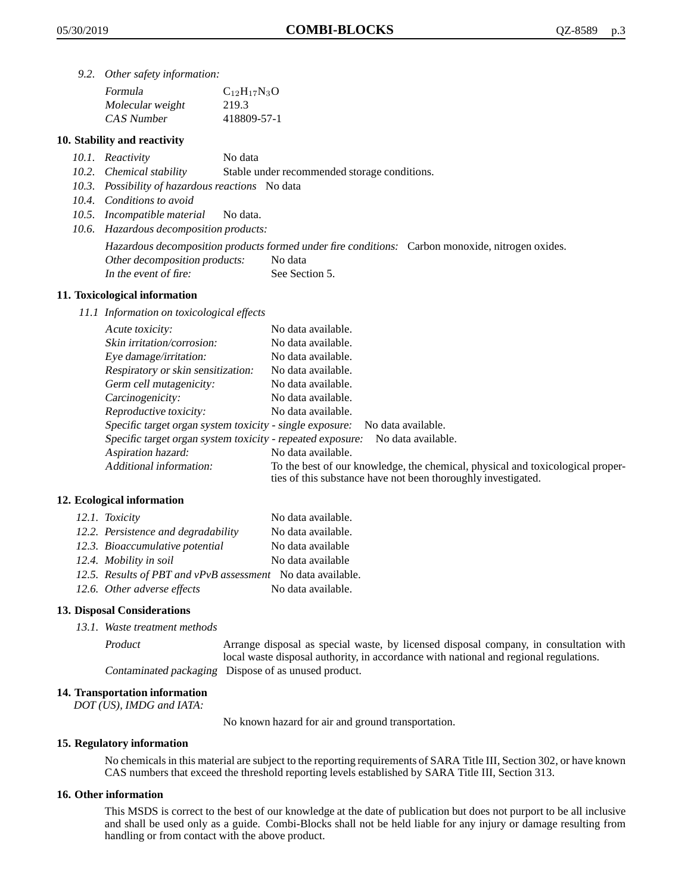*9.2. Other safety information:*

| | |
|---|---|
| *Formula* | $C_{12}H_{17}N_3O$ |
| *Molecular weight* | 219.3 |
| *CAS Number* | 418809-57-1 |

## 10. Stability and reactivity

*10.1. Reactivity* No data

*10.2. Chemical stability* Stable under recommended storage conditions.

*10.3. Possibility of hazardous reactions* No data

*10.4. Conditions to avoid*

*10.5. Incompatible material* No data.

*10.6. Hazardous decomposition products:*

*Hazardous decomposition products formed under fire conditions:* Carbon monoxide, nitrogen oxides.

*Other decomposition products:* No data

*In the event of fire:* See Section 5.

## 11. Toxicological information

*11.1 Information on toxicological effects*

| | |
|---|---|
| *Acute toxicity:* | No data available. |
| *Skin irritation/corrosion:* | No data available. |
| *Eye damage/irritation:* | No data available. |
| *Respiratory or skin sensitization:* | No data available. |
| *Germ cell mutagenicity:* | No data available. |
| *Carcinogenicity:* | No data available. |
| *Reproductive toxicity:* | No data available. |
| *Specific target organ system toxicity - single exposure:* | No data available. |
| *Specific target organ system toxicity - repeated exposure:* | No data available. |
| *Aspiration hazard:* | No data available. |
| *Additional information:* | To the best of our knowledge, the chemical, physical and toxicological properties of this substance have not been thoroughly investigated. |

## 12. Ecological information

| | |
|---|---|
| *12.1. Toxicity* | No data available. |
| *12.2. Persistence and degradability* | No data available. |
| *12.3. Bioaccumulative potential* | No data available |
| *12.4. Mobility in soil* | No data available |
| *12.5. Results of PBT and vPvB assessment* | No data available. |
| *12.6. Other adverse effects* | No data available. |

## 13. Disposal Considerations

*13.1. Waste treatment methods*

*Product* Arrange disposal as special waste, by licensed disposal company, in consultation with local waste disposal authority, in accordance with national and regional regulations.

*Contaminated packaging* Dispose of as unused product.

## 14. Transportation information

*DOT (US), IMDG and IATA:*

No known hazard for air and ground transportation.

## 15. Regulatory information

No chemicals in this material are subject to the reporting requirements of SARA Title III, Section 302, or have known CAS numbers that exceed the threshold reporting levels established by SARA Title III, Section 313.

## 16. Other information

This MSDS is correct to the best of our knowledge at the date of publication but does not purport to be all inclusive and shall be used only as a guide. Combi-Blocks shall not be held liable for any injury or damage resulting from handling or from contact with the above product.